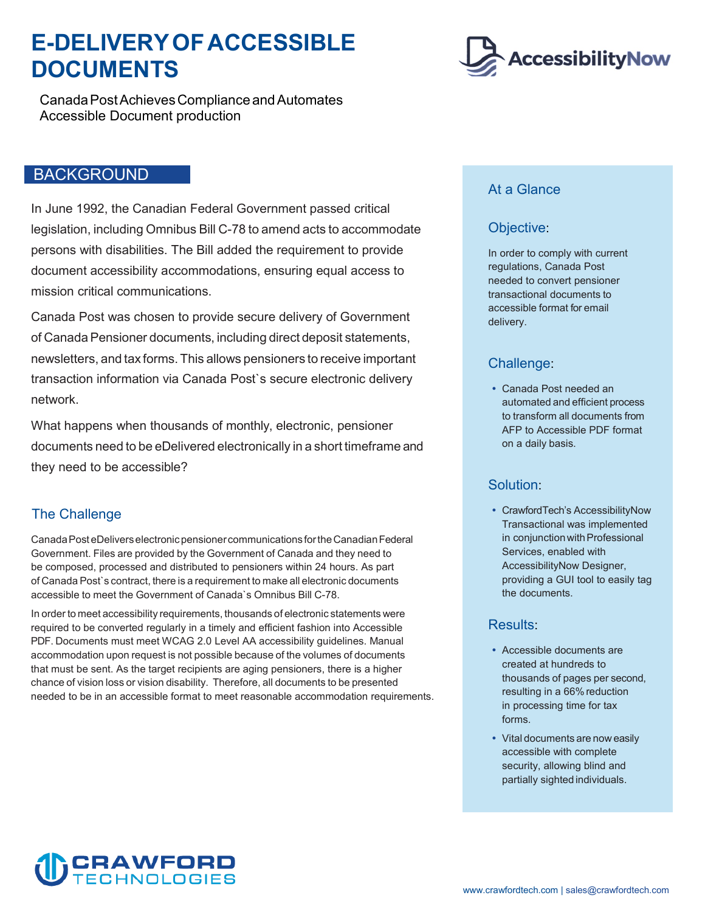# E-DELIVERY OF ACCESSIBLE DOCUMENTS

Canada Post Achieves Compliance and Automates Accessible Document production

## BACKGROUND

In June 1992, the Canadian Federal Government passed critical legislation, including Omnibus Bill C-78 to amend acts to accommodate persons with disabilities. The Bill added the requirement to provide document accessibility accommodations, ensuring equal access to mission critical communications.

Canada Post was chosen to provide secure delivery of Government of Canada Pensioner documents, including direct deposit statements, newsletters, and tax forms. This allows pensioners to receive important transaction information via Canada Post`s secure electronic delivery network.

What happens when thousands of monthly, electronic, pensioner documents need to be eDelivered electronically in a short timeframe and they need to be accessible?

### The Challenge

Canada Post eDelivers electronic pensioner communications for the Canadian Federal Government. Files are provided by the Government of Canada and they need to be composed, processed and distributed to pensioners within 24 hours. As part of Canada Post`s contract, there is a requirement to make all electronic documents accessible to meet the Government of Canada`s Omnibus Bill C-78.

In order to meet accessibility requirements, thousands of electronic statements were required to be converted regularly in a timely and efficient fashion into Accessible PDF. Documents must meet WCAG 2.0 Level AA accessibility guidelines. Manual accommodation upon request is not possible because of the volumes of documents that must be sent. As the target recipients are aging pensioners, there is a higher chance of vision loss or vision disability. Therefore, all documents to be presented needed to be in an accessible format to meet reasonable accommodation requirements.

## At a Glance

### Objective:

In order to comply with current regulations, Canada Post needed to convert pensioner transactional documents to accessible format for email delivery.

### Challenge:

- Canada Post needed an automated and efficient process to transform all documents from AFP to Accessible PDF format on a daily basis.

### Solution:

- CrawfordTech's AccessibilityNow Transactional was implemented in conjunction with Professional Services, enabled with AccessibilityNow Designer, providing a GUI tool to easily tag the documents.

### Results:

- Accessible documents are created at hundreds to thousands of pages per second, resulting in a 66% reduction in processing time for tax forms.
- Vital documents are now easily accessible with complete security, allowing blind and partially sighted individuals.

www.crawfordtech.com | sales@crawfordtech.com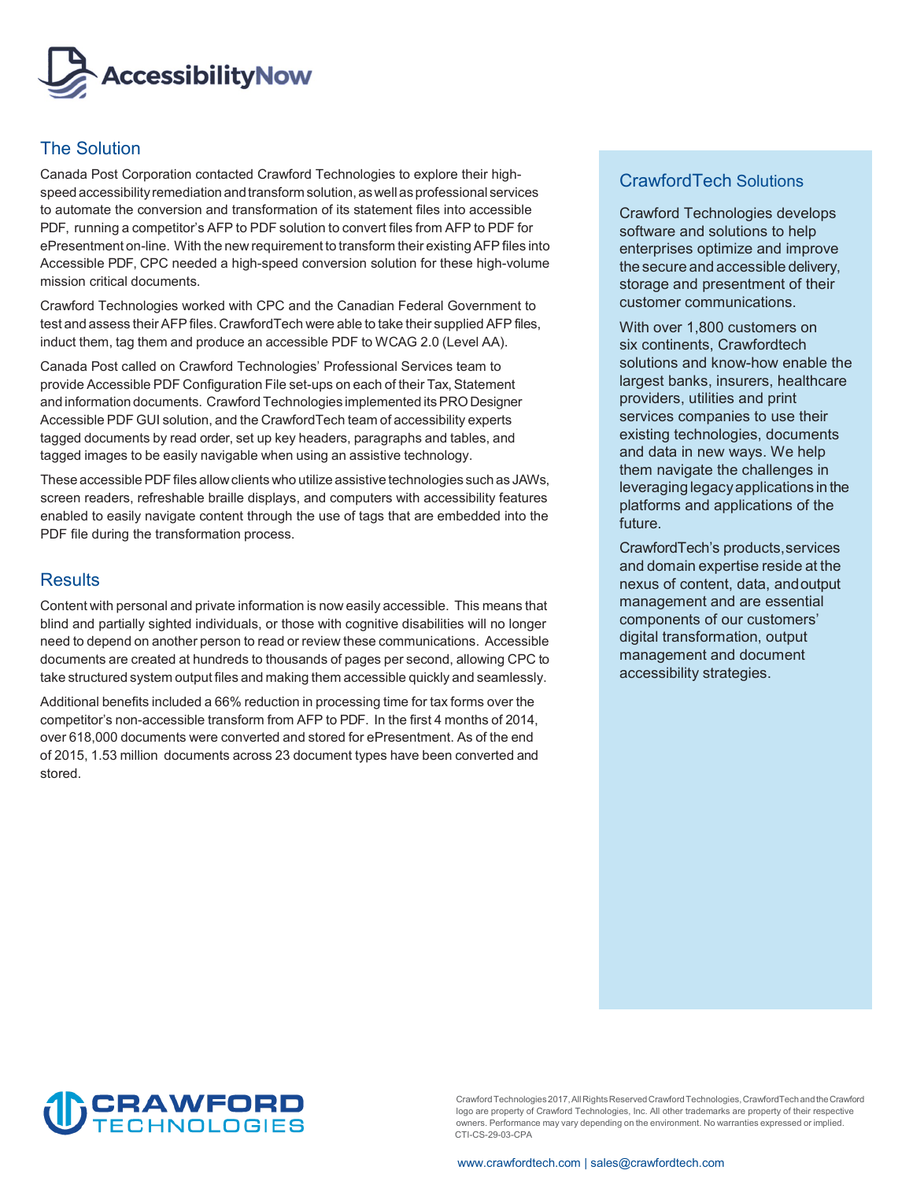AccessibilityNow

## The Solution

Canada Post Corporation contacted Crawford Technologies to explore their high-speed accessibility remediation and transform solution, as well as professional services to automate the conversion and transformation of its statement files into accessible PDF, running a competitor's AFP to PDF solution to convert files from AFP to PDF for ePresentment on-line. With the new requirement to transform their existing AFP files into Accessible PDF, CPC needed a high-speed conversion solution for these high-volume mission critical documents.

Crawford Technologies worked with CPC and the Canadian Federal Government to test and assess their AFP files. CrawfordTech were able to take their supplied AFP files, induct them, tag them and produce an accessible PDF to WCAG 2.0 (Level AA).

Canada Post called on Crawford Technologies' Professional Services team to provide Accessible PDF Configuration File set-ups on each of their Tax, Statement and information documents. Crawford Technologies implemented its PRO Designer Accessible PDF GUI solution, and the CrawfordTech team of accessibility experts tagged documents by read order, set up key headers, paragraphs and tables, and tagged images to be easily navigable when using an assistive technology.

These accessible PDF files allow clients who utilize assistive technologies such as JAWs, screen readers, refreshable braille displays, and computers with accessibility features enabled to easily navigate content through the use of tags that are embedded into the PDF file during the transformation process.

## Results

Content with personal and private information is now easily accessible. This means that blind and partially sighted individuals, or those with cognitive disabilities will no longer need to depend on another person to read or review these communications. Accessible documents are created at hundreds to thousands of pages per second, allowing CPC to take structured system output files and making them accessible quickly and seamlessly.

Additional benefits included a 66% reduction in processing time for tax forms over the competitor's non-accessible transform from AFP to PDF. In the first 4 months of 2014, over 618,000 documents were converted and stored for ePresentment. As of the end of 2015, 1.53 million documents across 23 document types have been converted and stored.

## CrawfordTech Solutions

Crawford Technologies develops software and solutions to help enterprises optimize and improve the secure and accessible delivery, storage and presentment of their customer communications.

With over 1,800 customers on six continents, Crawfordtech solutions and know-how enable the largest banks, insurers, healthcare providers, utilities and print services companies to use their existing technologies, documents and data in new ways. We help them navigate the challenges in leveraging legacy applications in the platforms and applications of the future.

CrawfordTech's products, services and domain expertise reside at the nexus of content, data, and output management and are essential components of our customers' digital transformation, output management and document accessibility strategies.

CRAWFORD TECHNOLOGIES

Crawford Technologies 2017, All Rights Reserved Crawford Technologies, CrawfordTech and the Crawford logo are property of Crawford Technologies, Inc. All other trademarks are property of their respective owners. Performance may vary depending on the environment. No warranties expressed or implied.
CTI-CS-29-03-CPA

www.crawfordtech.com | sales@crawfordtech.com